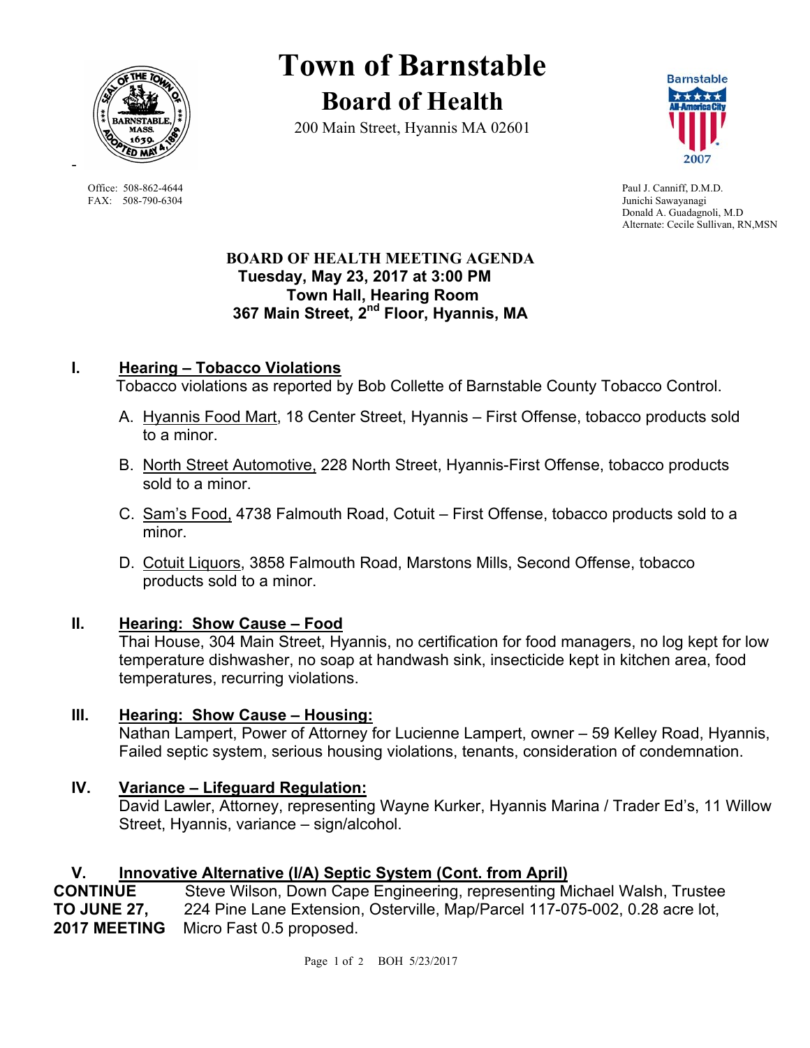# Town of Barnstable

## Board of Health

200 Main Street, Hyannis MA 02601

Office: 508-862-4644
FAX: 508-790-6304

Paul J. Canniff, D.M.D.
Junichi Sawayanagi
Donald A. Guadagnoli, M.D
Alternate: Cecile Sullivan, RN,MSN

### BOARD OF HEALTH MEETING AGENDA
**Tuesday, May 23, 2017 at 3:00 PM**
**Town Hall, Hearing Room**
**367 Main Street, 2nd Floor, Hyannis, MA**

**I. Hearing – Tobacco Violations**

Tobacco violations as reported by Bob Collette of Barnstable County Tobacco Control.

A. Hyannis Food Mart, 18 Center Street, Hyannis – First Offense, tobacco products sold to a minor.

B. North Street Automotive, 228 North Street, Hyannis-First Offense, tobacco products sold to a minor.

C. Sam's Food, 4738 Falmouth Road, Cotuit – First Offense, tobacco products sold to a minor.

D. Cotuit Liquors, 3858 Falmouth Road, Marstons Mills, Second Offense, tobacco products sold to a minor.

**II. Hearing: Show Cause – Food**

Thai House, 304 Main Street, Hyannis, no certification for food managers, no log kept for low temperature dishwasher, no soap at handwash sink, insecticide kept in kitchen area, food temperatures, recurring violations.

**III. Hearing: Show Cause – Housing:**

Nathan Lampert, Power of Attorney for Lucienne Lampert, owner – 59 Kelley Road, Hyannis, Failed septic system, serious housing violations, tenants, consideration of condemnation.

**IV. Variance – Lifeguard Regulation:**

David Lawler, Attorney, representing Wayne Kurker, Hyannis Marina / Trader Ed's, 11 Willow Street, Hyannis, variance – sign/alcohol.

**V. Innovative Alternative (I/A) Septic System (Cont. from April)**

**CONTINUE TO JUNE 27, 2017 MEETING** Steve Wilson, Down Cape Engineering, representing Michael Walsh, Trustee 224 Pine Lane Extension, Osterville, Map/Parcel 117-075-002, 0.28 acre lot, Micro Fast 0.5 proposed.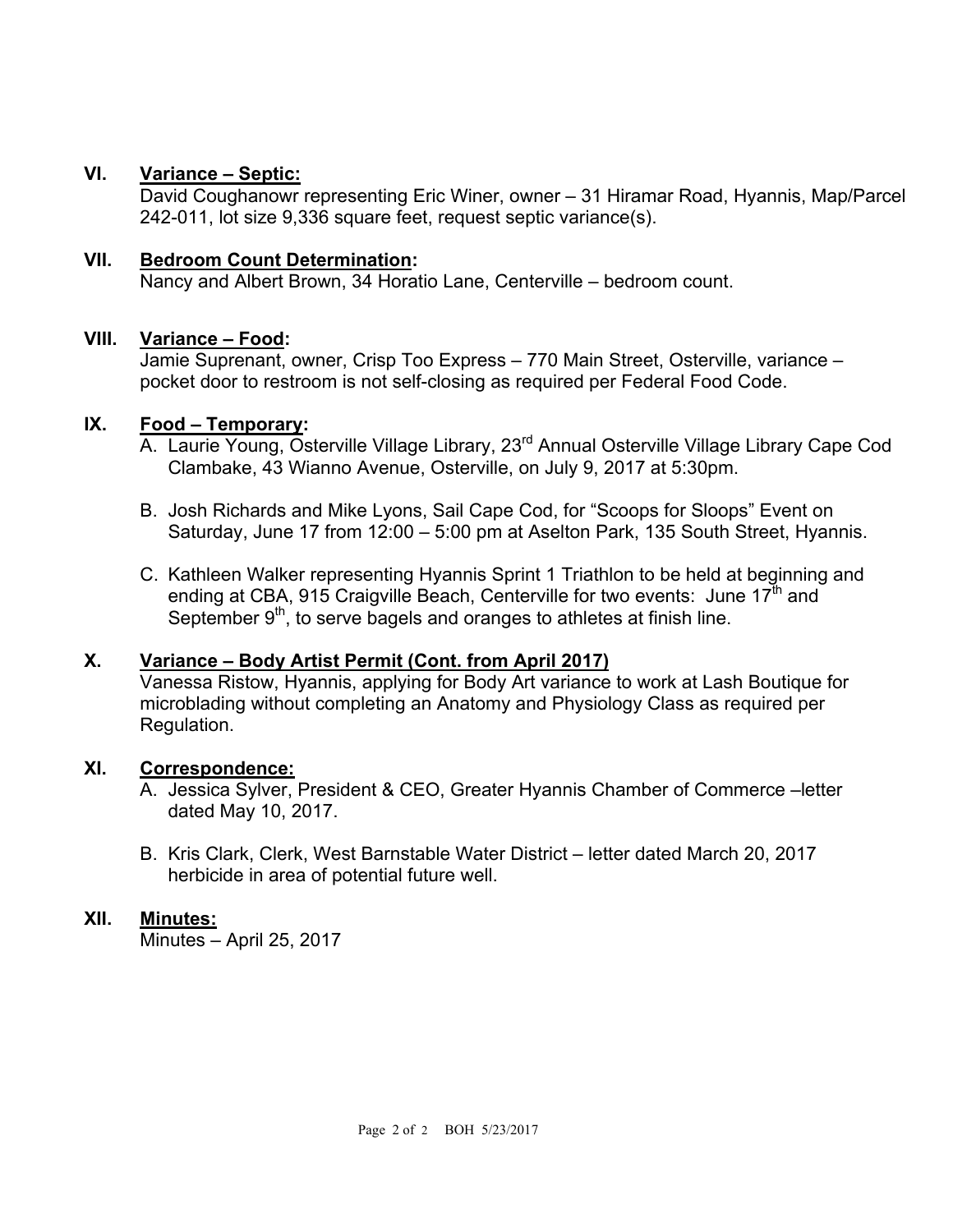## VI. Variance – Septic:

David Coughanowr representing Eric Winer, owner – 31 Hiramar Road, Hyannis, Map/Parcel 242-011, lot size 9,336 square feet, request septic variance(s).

## VII. Bedroom Count Determination:

Nancy and Albert Brown, 34 Horatio Lane, Centerville – bedroom count.

## VIII. Variance – Food:

Jamie Suprenant, owner, Crisp Too Express – 770 Main Street, Osterville, variance – pocket door to restroom is not self-closing as required per Federal Food Code.

## IX. Food – Temporary:

A. Laurie Young, Osterville Village Library, 23rd Annual Osterville Village Library Cape Cod Clambake, 43 Wianno Avenue, Osterville, on July 9, 2017 at 5:30pm.

B. Josh Richards and Mike Lyons, Sail Cape Cod, for "Scoops for Sloops" Event on Saturday, June 17 from 12:00 – 5:00 pm at Aselton Park, 135 South Street, Hyannis.

C. Kathleen Walker representing Hyannis Sprint 1 Triathlon to be held at beginning and ending at CBA, 915 Craigville Beach, Centerville for two events: June 17th and September 9th, to serve bagels and oranges to athletes at finish line.

## X. Variance – Body Artist Permit (Cont. from April 2017)

Vanessa Ristow, Hyannis, applying for Body Art variance to work at Lash Boutique for microblading without completing an Anatomy and Physiology Class as required per Regulation.

## XI. Correspondence:

A. Jessica Sylver, President & CEO, Greater Hyannis Chamber of Commerce –letter dated May 10, 2017.

B. Kris Clark, Clerk, West Barnstable Water District – letter dated March 20, 2017 herbicide in area of potential future well.

## XII. Minutes:

Minutes – April 25, 2017